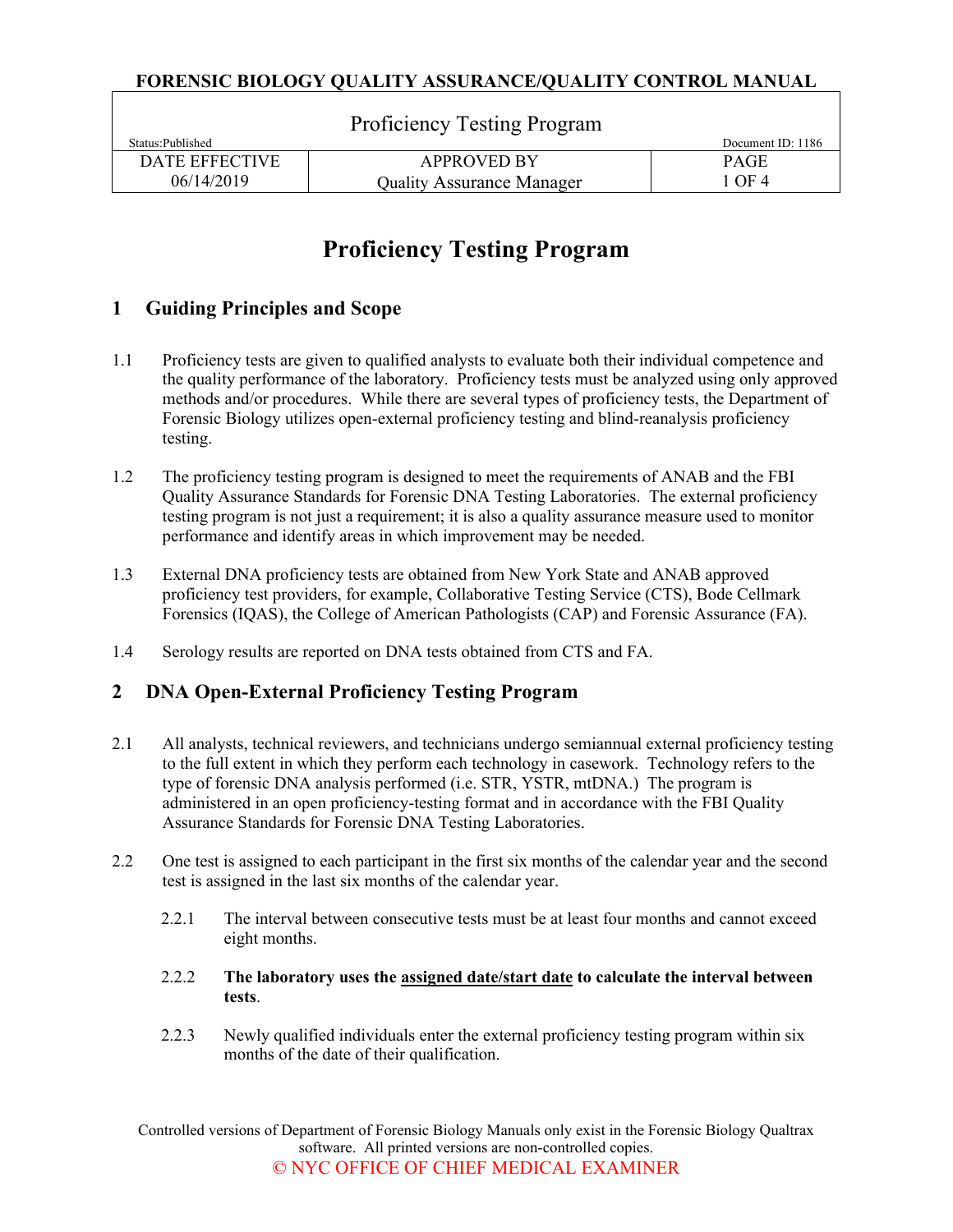# Proficiency Testing Program

## 1 Guiding Principles and Scope

1.1 Proficiency tests are given to qualified analysts to evaluate both their individual competence and the quality performance of the laboratory. Proficiency tests must be analyzed using only approved methods and/or procedures. While there are several types of proficiency tests, the Department of Forensic Biology utilizes open-external proficiency testing and blind-reanalysis proficiency testing.

1.2 The proficiency testing program is designed to meet the requirements of ANAB and the FBI Quality Assurance Standards for Forensic DNA Testing Laboratories. The external proficiency testing program is not just a requirement; it is also a quality assurance measure used to monitor performance and identify areas in which improvement may be needed.

1.3 External DNA proficiency tests are obtained from New York State and ANAB approved proficiency test providers, for example, Collaborative Testing Service (CTS), Bode Cellmark Forensics (IQAS), the College of American Pathologists (CAP) and Forensic Assurance (FA).

1.4 Serology results are reported on DNA tests obtained from CTS and FA.

## 2 DNA Open-External Proficiency Testing Program

2.1 All analysts, technical reviewers, and technicians undergo semiannual external proficiency testing to the full extent in which they perform each technology in casework. Technology refers to the type of forensic DNA analysis performed (i.e. STR, YSTR, mtDNA.) The program is administered in an open proficiency-testing format and in accordance with the FBI Quality Assurance Standards for Forensic DNA Testing Laboratories.

2.2 One test is assigned to each participant in the first six months of the calendar year and the second test is assigned in the last six months of the calendar year.

- 2.2.1 The interval between consecutive tests must be at least four months and cannot exceed eight months.

- 2.2.2 **The laboratory uses the <u>assigned date/start date</u> to calculate the interval between tests**.

- 2.2.3 Newly qualified individuals enter the external proficiency testing program within six months of the date of their qualification.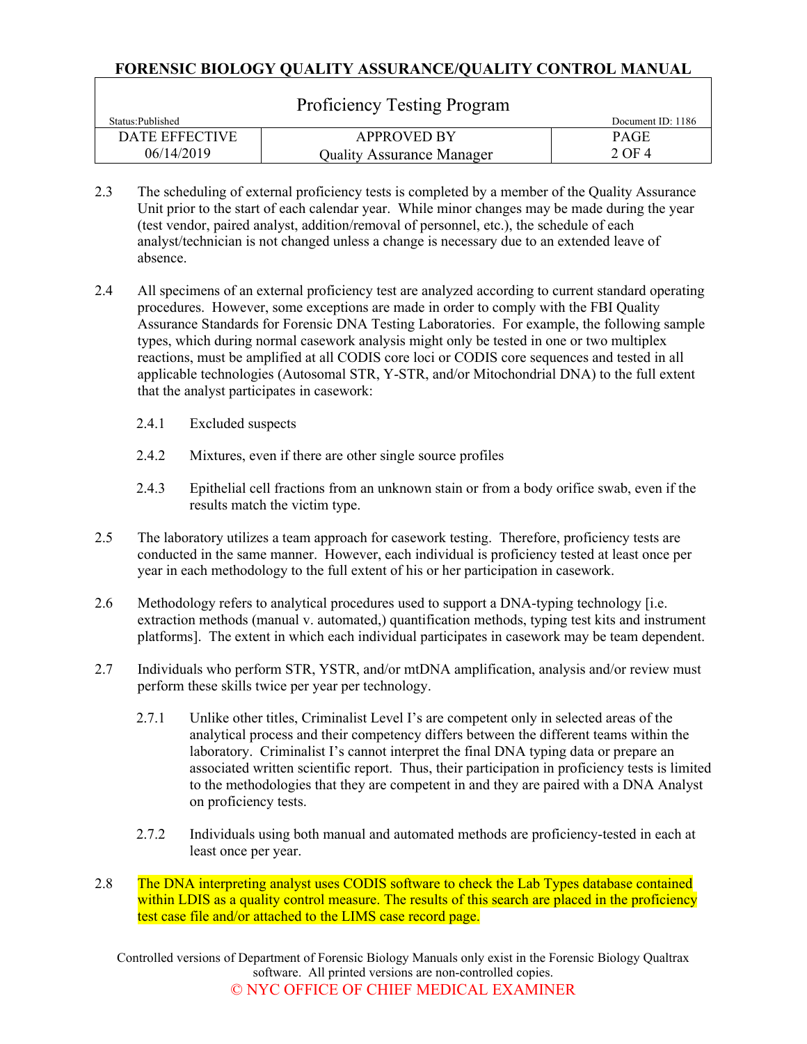2.3 The scheduling of external proficiency tests is completed by a member of the Quality Assurance Unit prior to the start of each calendar year. While minor changes may be made during the year (test vendor, paired analyst, addition/removal of personnel, etc.), the schedule of each analyst/technician is not changed unless a change is necessary due to an extended leave of absence.

2.4 All specimens of an external proficiency test are analyzed according to current standard operating procedures. However, some exceptions are made in order to comply with the FBI Quality Assurance Standards for Forensic DNA Testing Laboratories. For example, the following sample types, which during normal casework analysis might only be tested in one or two multiplex reactions, must be amplified at all CODIS core loci or CODIS core sequences and tested in all applicable technologies (Autosomal STR, Y-STR, and/or Mitochondrial DNA) to the full extent that the analyst participates in casework:

- 2.4.1 Excluded suspects
- 2.4.2 Mixtures, even if there are other single source profiles
- 2.4.3 Epithelial cell fractions from an unknown stain or from a body orifice swab, even if the results match the victim type.

2.5 The laboratory utilizes a team approach for casework testing. Therefore, proficiency tests are conducted in the same manner. However, each individual is proficiency tested at least once per year in each methodology to the full extent of his or her participation in casework.

2.6 Methodology refers to analytical procedures used to support a DNA-typing technology [i.e. extraction methods (manual v. automated,) quantification methods, typing test kits and instrument platforms]. The extent in which each individual participates in casework may be team dependent.

2.7 Individuals who perform STR, YSTR, and/or mtDNA amplification, analysis and/or review must perform these skills twice per year per technology.

- 2.7.1 Unlike other titles, Criminalist Level I's are competent only in selected areas of the analytical process and their competency differs between the different teams within the laboratory. Criminalist I's cannot interpret the final DNA typing data or prepare an associated written scientific report. Thus, their participation in proficiency tests is limited to the methodologies that they are competent in and they are paired with a DNA Analyst on proficiency tests.
- 2.7.2 Individuals using both manual and automated methods are proficiency-tested in each at least once per year.

2.8 The DNA interpreting analyst uses CODIS software to check the Lab Types database contained within LDIS as a quality control measure. The results of this search are placed in the proficiency test case file and/or attached to the LIMS case record page.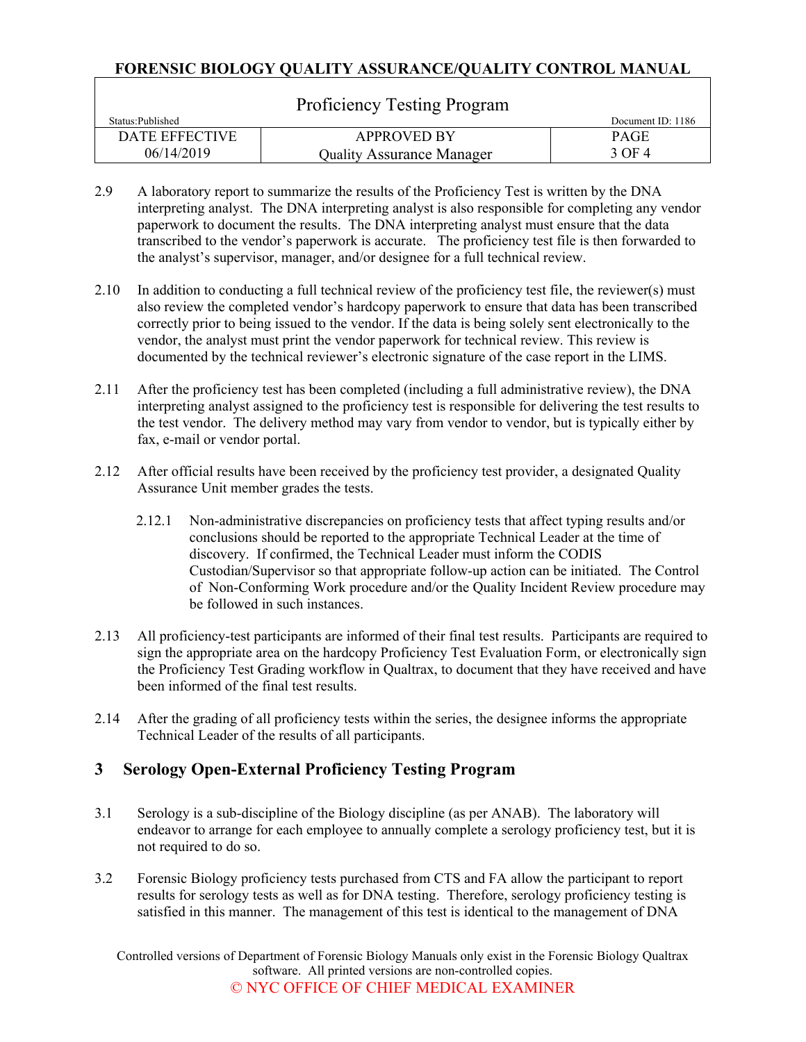2.9 A laboratory report to summarize the results of the Proficiency Test is written by the DNA interpreting analyst. The DNA interpreting analyst is also responsible for completing any vendor paperwork to document the results. The DNA interpreting analyst must ensure that the data transcribed to the vendor's paperwork is accurate. The proficiency test file is then forwarded to the analyst's supervisor, manager, and/or designee for a full technical review.

2.10 In addition to conducting a full technical review of the proficiency test file, the reviewer(s) must also review the completed vendor's hardcopy paperwork to ensure that data has been transcribed correctly prior to being issued to the vendor. If the data is being solely sent electronically to the vendor, the analyst must print the vendor paperwork for technical review. This review is documented by the technical reviewer's electronic signature of the case report in the LIMS.

2.11 After the proficiency test has been completed (including a full administrative review), the DNA interpreting analyst assigned to the proficiency test is responsible for delivering the test results to the test vendor. The delivery method may vary from vendor to vendor, but is typically either by fax, e-mail or vendor portal.

2.12 After official results have been received by the proficiency test provider, a designated Quality Assurance Unit member grades the tests.

2.12.1 Non-administrative discrepancies on proficiency tests that affect typing results and/or conclusions should be reported to the appropriate Technical Leader at the time of discovery. If confirmed, the Technical Leader must inform the CODIS Custodian/Supervisor so that appropriate follow-up action can be initiated. The Control of Non-Conforming Work procedure and/or the Quality Incident Review procedure may be followed in such instances.

2.13 All proficiency-test participants are informed of their final test results. Participants are required to sign the appropriate area on the hardcopy Proficiency Test Evaluation Form, or electronically sign the Proficiency Test Grading workflow in Qualtrax, to document that they have received and have been informed of the final test results.

2.14 After the grading of all proficiency tests within the series, the designee informs the appropriate Technical Leader of the results of all participants.

## 3 Serology Open-External Proficiency Testing Program

3.1 Serology is a sub-discipline of the Biology discipline (as per ANAB). The laboratory will endeavor to arrange for each employee to annually complete a serology proficiency test, but it is not required to do so.

3.2 Forensic Biology proficiency tests purchased from CTS and FA allow the participant to report results for serology tests as well as for DNA testing. Therefore, serology proficiency testing is satisfied in this manner. The management of this test is identical to the management of DNA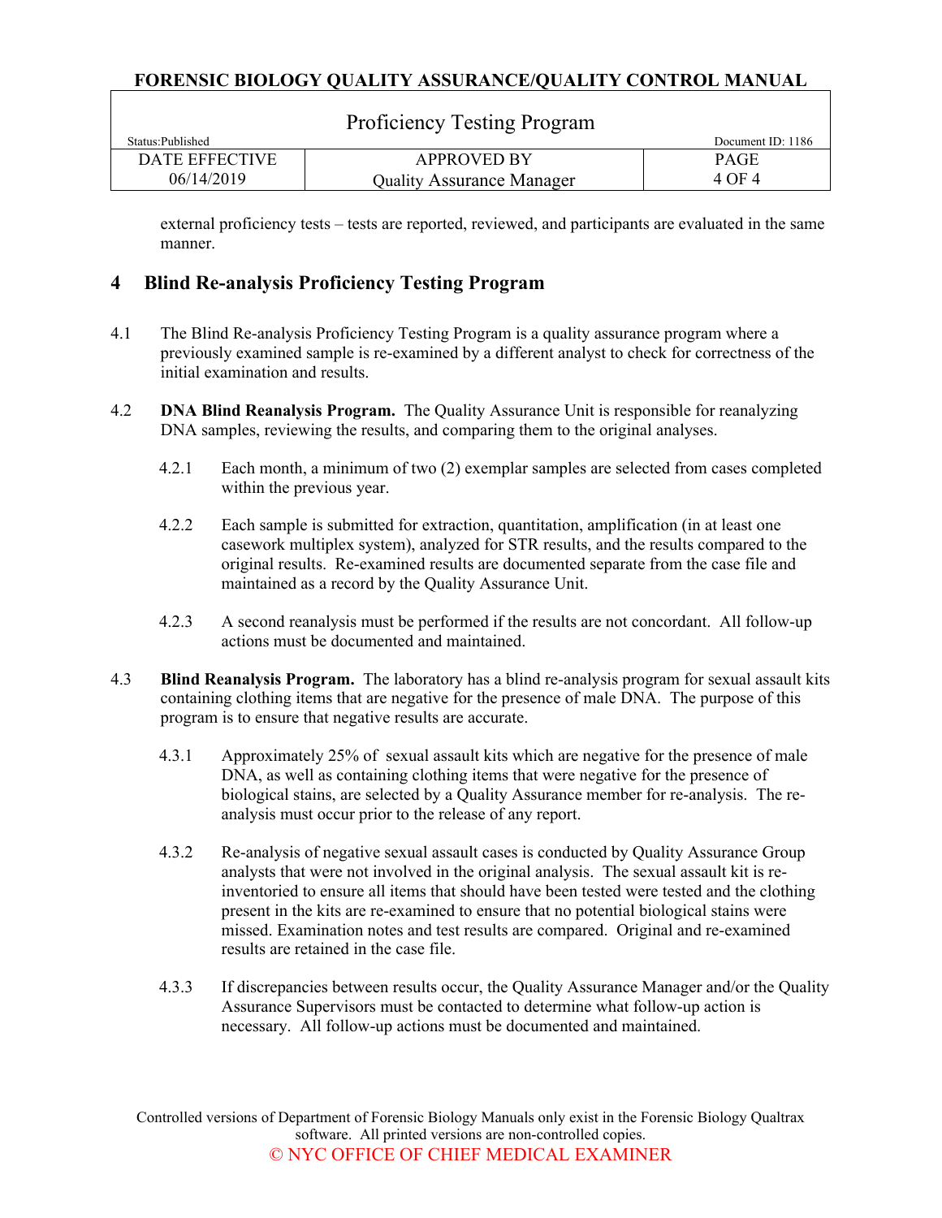external proficiency tests – tests are reported, reviewed, and participants are evaluated in the same manner.

## 4 Blind Re-analysis Proficiency Testing Program

4.1 The Blind Re-analysis Proficiency Testing Program is a quality assurance program where a previously examined sample is re-examined by a different analyst to check for correctness of the initial examination and results.

4.2 **DNA Blind Reanalysis Program.** The Quality Assurance Unit is responsible for reanalyzing DNA samples, reviewing the results, and comparing them to the original analyses.

4.2.1 Each month, a minimum of two (2) exemplar samples are selected from cases completed within the previous year.

4.2.2 Each sample is submitted for extraction, quantitation, amplification (in at least one casework multiplex system), analyzed for STR results, and the results compared to the original results. Re-examined results are documented separate from the case file and maintained as a record by the Quality Assurance Unit.

4.2.3 A second reanalysis must be performed if the results are not concordant. All follow-up actions must be documented and maintained.

4.3 **Blind Reanalysis Program.** The laboratory has a blind re-analysis program for sexual assault kits containing clothing items that are negative for the presence of male DNA. The purpose of this program is to ensure that negative results are accurate.

4.3.1 Approximately 25% of sexual assault kits which are negative for the presence of male DNA, as well as containing clothing items that were negative for the presence of biological stains, are selected by a Quality Assurance member for re-analysis. The re-analysis must occur prior to the release of any report.

4.3.2 Re-analysis of negative sexual assault cases is conducted by Quality Assurance Group analysts that were not involved in the original analysis. The sexual assault kit is re-inventoried to ensure all items that should have been tested were tested and the clothing present in the kits are re-examined to ensure that no potential biological stains were missed. Examination notes and test results are compared. Original and re-examined results are retained in the case file.

4.3.3 If discrepancies between results occur, the Quality Assurance Manager and/or the Quality Assurance Supervisors must be contacted to determine what follow-up action is necessary. All follow-up actions must be documented and maintained.